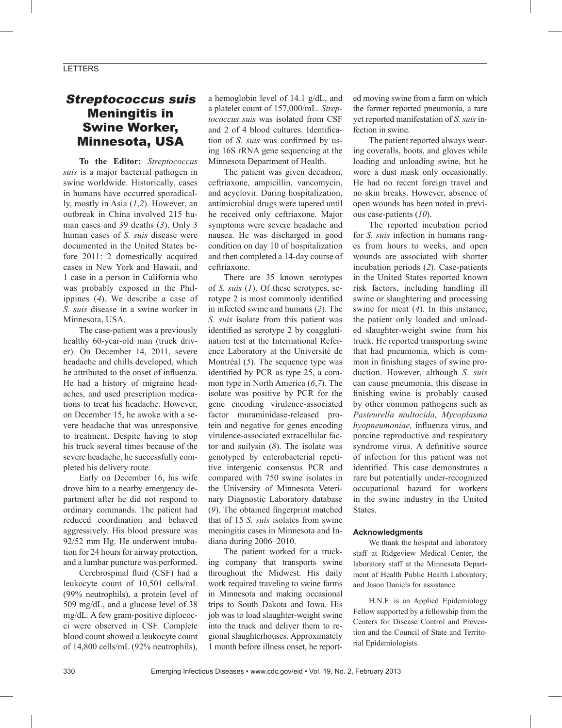# *Streptococcus suis* Meningitis in Swine Worker, Minnesota, USA

**To the Editor:** *Streptococcus suis* is a major bacterial pathogen in swine worldwide. Historically, cases in humans have occurred sporadically, mostly in Asia (*1*,*2*). However, an outbreak in China involved 215 human cases and 39 deaths (*3*). Only 3 human cases of *S. suis* disease were documented in the United States before 2011: 2 domestically acquired cases in New York and Hawaii, and 1 case in a person in California who was probably exposed in the Philippines (*4*). We describe a case of *S. suis* disease in a swine worker in Minnesota, USA.

The case-patient was a previously healthy 60-year-old man (truck driver). On December 14, 2011, severe headache and chills developed, which he attributed to the onset of influenza. He had a history of migraine headaches, and used prescription medications to treat his headache. However, on December 15, he awoke with a severe headache that was unresponsive to treatment. Despite having to stop his truck several times because of the severe headache, he successfully completed his delivery route.

Early on December 16, his wife drove him to a nearby emergency department after he did not respond to ordinary commands. The patient had reduced coordination and behaved aggressively. His blood pressure was 92/52 mm Hg. He underwent intubation for 24 hours for airway protection, and a lumbar puncture was performed.

Cerebrospinal fluid (CSF) had a leukocyte count of 10,501 cells/mL (99% neutrophils), a protein level of 509 mg/dL, and a glucose level of 38 mg/dL. A few gram-positive diplococci were observed in CSF. Complete blood count showed a leukocyte count of 14,800 cells/mL (92% neutrophils), a hemoglobin level of 14.1 g/dL, and a platelet count of 157,000/mL. *Streptococcus suis* was isolated from CSF and 2 of 4 blood cultures. Identification of *S. suis* was confirmed by using 16S rRNA gene sequencing at the Minnesota Department of Health.

The patient was given decadron, ceftriaxone, ampicillin, vancomycin, and acyclovir. During hospitalization, antimicrobial drugs were tapered until he received only ceftriaxone. Major symptoms were severe headache and nausea. He was discharged in good condition on day 10 of hospitalization and then completed a 14-day course of ceftriaxone.

There are 35 known serotypes of *S. suis* (*1*). Of these serotypes, serotype 2 is most commonly identified in infected swine and humans (*2*). The *S. suis* isolate from this patient was identified as serotype 2 by coagglutination test at the International Reference Laboratory at the Université de Montréal (*5*). The sequence type was identified by PCR as type 25, a common type in North America (*6*,*7*). The isolate was positive by PCR for the gene encoding virulence-associated factor muraminidase-released protein and negative for genes encoding virulence-associated extracellular factor and suilysin (*8*). The isolate was genotyped by enterobacterial repetitive intergenic consensus PCR and compared with 750 swine isolates in the University of Minnesota Veterinary Diagnostic Laboratory database (*9*). The obtained fingerprint matched that of 15 *S. suis* isolates from swine meningitis cases in Minnesota and Indiana during 2006–2010.

The patient worked for a trucking company that transports swine throughout the Midwest. His daily work required traveling to swine farms in Minnesota and making occasional trips to South Dakota and Iowa. His job was to load slaughter-weight swine into the truck and deliver them to regional slaughterhouses. Approximately 1 month before illness onset, he reported moving swine from a farm on which the farmer reported pneumonia, a rare yet reported manifestation of *S. suis* infection in swine.

The patient reported always wearing coveralls, boots, and gloves while loading and unloading swine, but he wore a dust mask only occasionally. He had no recent foreign travel and no skin breaks. However, absence of open wounds has been noted in previous case-patients (*10*).

The reported incubation period for *S. suis* infection in humans ranges from hours to weeks, and open wounds are associated with shorter incubation periods (*2*). Case-patients in the United States reported known risk factors, including handling ill swine or slaughtering and processing swine for meat (*4*). In this instance, the patient only loaded and unloaded slaughter-weight swine from his truck. He reported transporting swine that had pneumonia, which is common in finishing stages of swine production. However, although *S. suis* can cause pneumonia, this disease in finishing swine is probably caused by other common pathogens such as *Pasteurella multocida, Mycoplasma hyopneumoniae,* influenza virus, and porcine reproductive and respiratory syndrome virus. A definitive source of infection for this patient was not identified. This case demonstrates a rare but potentially under-recognized occupational hazard for workers in the swine industry in the United States.

### Acknowledgments

We thank the hospital and laboratory staff at Ridgeview Medical Center, the laboratory staff at the Minnesota Department of Health Public Health Laboratory, and Jason Daniels for assistance.

H.N.F. is an Applied Epidemiology Fellow supported by a fellowship from the Centers for Disease Control and Prevention and the Council of State and Territorial Epidemiologists.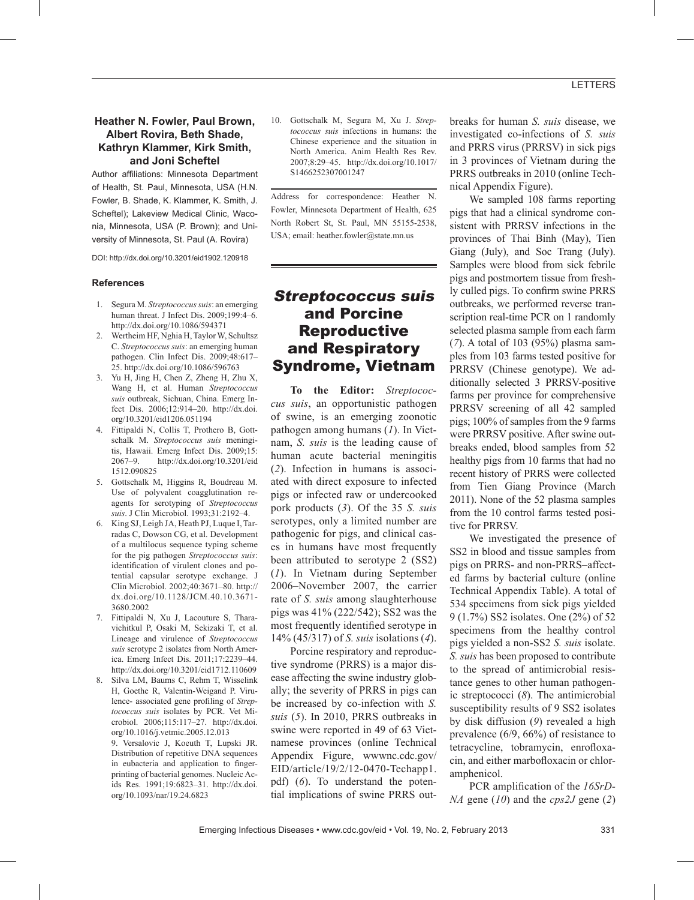**Heather N. Fowler, Paul Brown, Albert Rovira, Beth Shade, Kathryn Klammer, Kirk Smith, and Joni Scheftel**

Author affiliations: Minnesota Department of Health, St. Paul, Minnesota, USA (H.N. Fowler, B. Shade, K. Klammer, K. Smith, J. Scheftel); Lakeview Medical Clinic, Waconia, Minnesota, USA (P. Brown); and University of Minnesota, St. Paul (A. Rovira)

DOI: http://dx.doi.org/10.3201/eid1902.120918

### References

1. Segura M. *Streptococcus suis*: an emerging human threat. J Infect Dis. 2009;199:4–6. http://dx.doi.org/10.1086/594371
2. Wertheim HF, Nghia H, Taylor W, Schultsz C. *Streptococcus suis*: an emerging human pathogen. Clin Infect Dis. 2009;48:617–25. http://dx.doi.org/10.1086/596763
3. Yu H, Jing H, Chen Z, Zheng H, Zhu X, Wang H, et al. Human *Streptococcus suis* outbreak, Sichuan, China. Emerg Infect Dis. 2006;12:914–20. http://dx.doi.org/10.3201/eid1206.051194
4. Fittipaldi N, Collis T, Prothero B, Gottschalk M. *Streptococcus suis* meningitis, Hawaii. Emerg Infect Dis. 2009;15:2067–9. http://dx.doi.org/10.3201/eid1512.090825
5. Gottschalk M, Higgins R, Boudreau M. Use of polyvalent coagglutination reagents for serotyping of *Streptococcus suis*. J Clin Microbiol. 1993;31:2192–4.
6. King SJ, Leigh JA, Heath PJ, Luque I, Tarradas C, Dowson CG, et al. Development of a multilocus sequence typing scheme for the pig pathogen *Streptococcus suis*: identification of virulent clones and potential capsular serotype exchange. J Clin Microbiol. 2002;40:3671–80. http://dx.doi.org/10.1128/JCM.40.10.3671-3680.2002
7. Fittipaldi N, Xu J, Lacouture S, Tharavichitkul P, Osaki M, Sekizaki T, et al. Lineage and virulence of *Streptococcus suis* serotype 2 isolates from North America. Emerg Infect Dis. 2011;17:2239–44. http://dx.doi.org/10.3201/eid1712.110609
8. Silva LM, Baums C, Rehm T, Wisselink H, Goethe R, Valentin-Weigand P. Virulence- associated gene profiling of *Streptococcus suis* isolates by PCR. Vet Microbiol. 2006;115:117–27. http://dx.doi.org/10.1016/j.vetmic.2005.12.013
9. Versalovic J, Koeuth T, Lupski JR. Distribution of repetitive DNA sequences in eubacteria and application to fingerprinting of bacterial genomes. Nucleic Acids Res. 1991;19:6823–31. http://dx.doi.org/10.1093/nar/19.24.6823
10. Gottschalk M, Segura M, Xu J. *Streptococcus suis* infections in humans: the Chinese experience and the situation in North America. Anim Health Res Rev. 2007;8:29–45. http://dx.doi.org/10.1017/S1466252307001247

Address for correspondence: Heather N. Fowler, Minnesota Department of Health, 625 North Robert St, St. Paul, MN 55155-2538, USA; email: heather.fowler@state.mn.us

## *Streptococcus suis* and Porcine Reproductive and Respiratory Syndrome, Vietnam

**To the Editor:** *Streptococcus suis*, an opportunistic pathogen of swine, is an emerging zoonotic pathogen among humans (*1*). In Vietnam, *S. suis* is the leading cause of human acute bacterial meningitis (*2*). Infection in humans is associated with direct exposure to infected pigs or infected raw or undercooked pork products (*3*). Of the 35 *S. suis* serotypes, only a limited number are pathogenic for pigs, and clinical cases in humans have most frequently been attributed to serotype 2 (SS2) (*1*). In Vietnam during September 2006–November 2007, the carrier rate of *S. suis* among slaughterhouse pigs was 41% (222/542); SS2 was the most frequently identified serotype in 14% (45/317) of *S. suis* isolations (*4*).

Porcine respiratory and reproductive syndrome (PRRS) is a major disease affecting the swine industry globally; the severity of PRRS in pigs can be increased by co-infection with *S. suis* (*5*). In 2010, PRRS outbreaks in swine were reported in 49 of 63 Vietnamese provinces (online Technical Appendix Figure, wwwnc.cdc.gov/EID/article/19/2/12-0470-Techapp1.pdf) (*6*). To understand the potential implications of swine PRRS outbreaks for human *S. suis* disease, we investigated co-infections of *S. suis* and PRRS virus (PRRSV) in sick pigs in 3 provinces of Vietnam during the PRRS outbreaks in 2010 (online Technical Appendix Figure).

We sampled 108 farms reporting pigs that had a clinical syndrome consistent with PRRSV infections in the provinces of Thai Binh (May), Tien Giang (July), and Soc Trang (July). Samples were blood from sick febrile pigs and postmortem tissue from freshly culled pigs. To confirm swine PRRS outbreaks, we performed reverse transcription real-time PCR on 1 randomly selected plasma sample from each farm (*7*). A total of 103 (95%) plasma samples from 103 farms tested positive for PRRSV (Chinese genotype). We additionally selected 3 PRRSV-positive farms per province for comprehensive PRRSV screening of all 42 sampled pigs; 100% of samples from the 9 farms were PRRSV positive. After swine outbreaks ended, blood samples from 52 healthy pigs from 10 farms that had no recent history of PRRS were collected from Tien Giang Province (March 2011). None of the 52 plasma samples from the 10 control farms tested positive for PRRSV.

We investigated the presence of SS2 in blood and tissue samples from pigs on PRRS- and non-PRRS–affected farms by bacterial culture (online Technical Appendix Table). A total of 534 specimens from sick pigs yielded 9 (1.7%) SS2 isolates. One (2%) of 52 specimens from the healthy control pigs yielded a non-SS2 *S. suis* isolate. *S. suis* has been proposed to contribute to the spread of antimicrobial resistance genes to other human pathogenic streptococci (*8*). The antimicrobial susceptibility results of 9 SS2 isolates by disk diffusion (*9*) revealed a high prevalence (6/9, 66%) of resistance to tetracycline, tobramycin, enrofloxacin, and either marbofloxacin or chloramphenicol.

PCR amplification of the *16SrDNA* gene (*10*) and the *cps2J* gene (*2*)